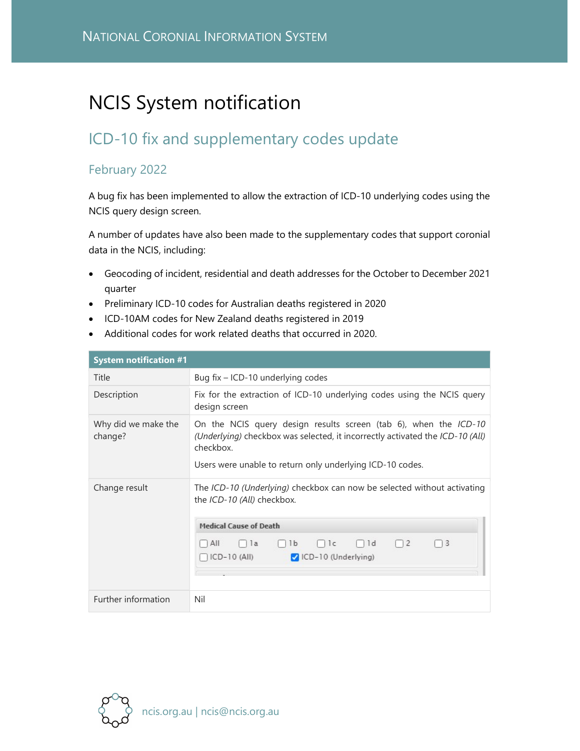# NCIS System notification

## ICD-10 fix and supplementary codes update

### February 2022

A bug fix has been implemented to allow the extraction of ICD-10 underlying codes using the NCIS query design screen.

A number of updates have also been made to the supplementary codes that support coronial data in the NCIS, including:

- Geocoding of incident, residential and death addresses for the October to December 2021 quarter
- Preliminary ICD-10 codes for Australian deaths registered in 2020
- ICD-10AM codes for New Zealand deaths registered in 2019
- Additional codes for work related deaths that occurred in 2020.

| **System notification #1** | |
|---|---|
| Title | Bug fix – ICD-10 underlying codes |
| Description | Fix for the extraction of ICD-10 underlying codes using the NCIS query design screen |
| Why did we make the change? | On the NCIS query design results screen (tab 6), when the *ICD-10 (Underlying)* checkbox was selected, it incorrectly activated the *ICD-10 (All)* checkbox. Users were unable to return only underlying ICD-10 codes. |
| Change result | The *ICD-10 (Underlying)* checkbox can now be selected without activating the *ICD-10 (All)* checkbox. |
| Further information | Nil |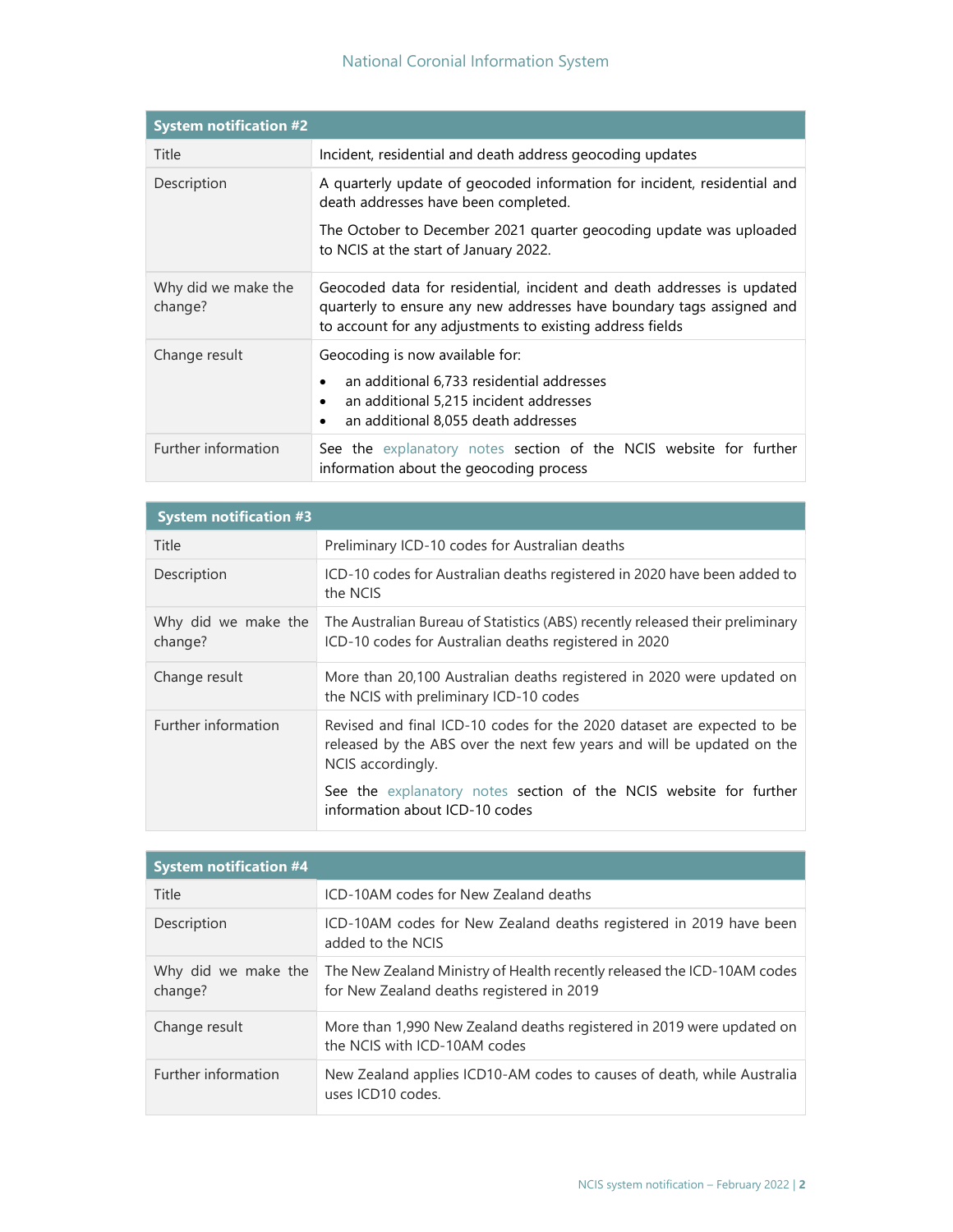| System notification #2 | |
|---|---|
| Title | Incident, residential and death address geocoding updates |
| Description | A quarterly update of geocoded information for incident, residential and death addresses have been completed.<br><br>The October to December 2021 quarter geocoding update was uploaded to NCIS at the start of January 2022. |
| Why did we make the change? | Geocoded data for residential, incident and death addresses is updated quarterly to ensure any new addresses have boundary tags assigned and to account for any adjustments to existing address fields |
| Change result | Geocoding is now available for:<br>• an additional 6,733 residential addresses<br>• an additional 5,215 incident addresses<br>• an additional 8,055 death addresses |
| Further information | See the explanatory notes section of the NCIS website for further information about the geocoding process |

| System notification #3 | |
|---|---|
| Title | Preliminary ICD-10 codes for Australian deaths |
| Description | ICD-10 codes for Australian deaths registered in 2020 have been added to the NCIS |
| Why did we make the change? | The Australian Bureau of Statistics (ABS) recently released their preliminary ICD-10 codes for Australian deaths registered in 2020 |
| Change result | More than 20,100 Australian deaths registered in 2020 were updated on the NCIS with preliminary ICD-10 codes |
| Further information | Revised and final ICD-10 codes for the 2020 dataset are expected to be released by the ABS over the next few years and will be updated on the NCIS accordingly.<br><br>See the explanatory notes section of the NCIS website for further information about ICD-10 codes |

| System notification #4 | |
|---|---|
| Title | ICD-10AM codes for New Zealand deaths |
| Description | ICD-10AM codes for New Zealand deaths registered in 2019 have been added to the NCIS |
| Why did we make the change? | The New Zealand Ministry of Health recently released the ICD-10AM codes for New Zealand deaths registered in 2019 |
| Change result | More than 1,990 New Zealand deaths registered in 2019 were updated on the NCIS with ICD-10AM codes |
| Further information | New Zealand applies ICD10-AM codes to causes of death, while Australia uses ICD10 codes. |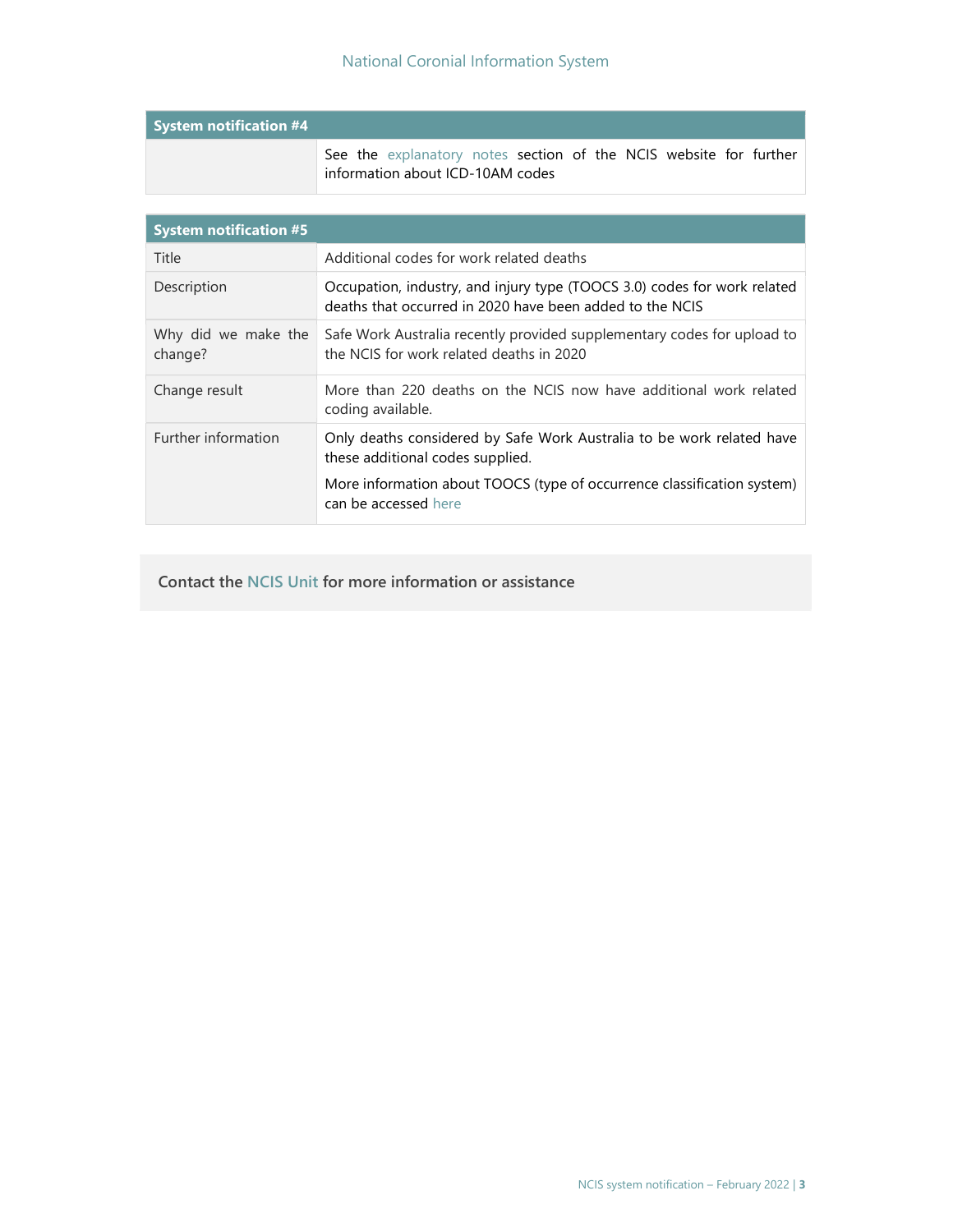| System notification #4 | |
| --- | --- |
| | See the explanatory notes section of the NCIS website for further information about ICD-10AM codes |

| System notification #5 | |
| --- | --- |
| Title | Additional codes for work related deaths |
| Description | Occupation, industry, and injury type (TOOCS 3.0) codes for work related deaths that occurred in 2020 have been added to the NCIS |
| Why did we make the change? | Safe Work Australia recently provided supplementary codes for upload to the NCIS for work related deaths in 2020 |
| Change result | More than 220 deaths on the NCIS now have additional work related coding available. |
| Further information | Only deaths considered by Safe Work Australia to be work related have these additional codes supplied.<br><br>More information about TOOCS (type of occurrence classification system) can be accessed here |

**Contact the NCIS Unit for more information or assistance**